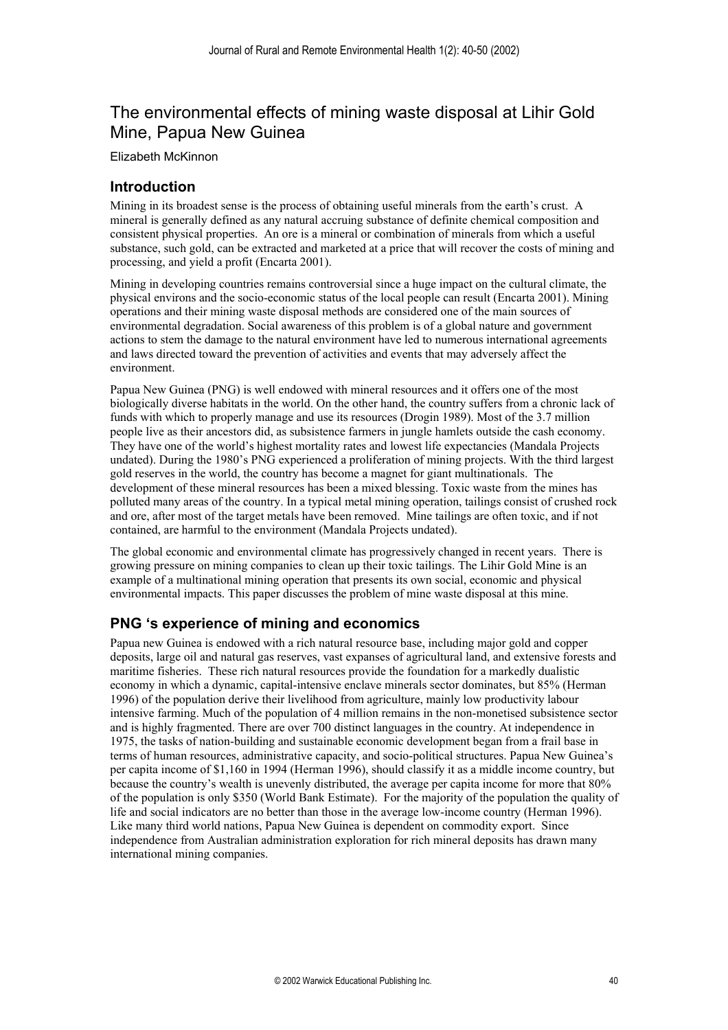# The environmental effects of mining waste disposal at Lihir Gold Mine, Papua New Guinea

Elizabeth McKinnon

## Introduction

Mining in its broadest sense is the process of obtaining useful minerals from the earth's crust. A mineral is generally defined as any natural accruing substance of definite chemical composition and consistent physical properties. An ore is a mineral or combination of minerals from which a useful substance, such gold, can be extracted and marketed at a price that will recover the costs of mining and processing, and yield a profit (Encarta 2001).

Mining in developing countries remains controversial since a huge impact on the cultural climate, the physical environs and the socio-economic status of the local people can result (Encarta 2001). Mining operations and their mining waste disposal methods are considered one of the main sources of environmental degradation. Social awareness of this problem is of a global nature and government actions to stem the damage to the natural environment have led to numerous international agreements and laws directed toward the prevention of activities and events that may adversely affect the environment.

Papua New Guinea (PNG) is well endowed with mineral resources and it offers one of the most biologically diverse habitats in the world. On the other hand, the country suffers from a chronic lack of funds with which to properly manage and use its resources (Drogin 1989). Most of the 3.7 million people live as their ancestors did, as subsistence farmers in jungle hamlets outside the cash economy. They have one of the world's highest mortality rates and lowest life expectancies (Mandala Projects undated). During the 1980's PNG experienced a proliferation of mining projects. With the third largest gold reserves in the world, the country has become a magnet for giant multinationals. The development of these mineral resources has been a mixed blessing. Toxic waste from the mines has polluted many areas of the country. In a typical metal mining operation, tailings consist of crushed rock and ore, after most of the target metals have been removed. Mine tailings are often toxic, and if not contained, are harmful to the environment (Mandala Projects undated).

The global economic and environmental climate has progressively changed in recent years. There is growing pressure on mining companies to clean up their toxic tailings. The Lihir Gold Mine is an example of a multinational mining operation that presents its own social, economic and physical environmental impacts. This paper discusses the problem of mine waste disposal at this mine.

## PNG 's experience of mining and economics

Papua new Guinea is endowed with a rich natural resource base, including major gold and copper deposits, large oil and natural gas reserves, vast expanses of agricultural land, and extensive forests and maritime fisheries. These rich natural resources provide the foundation for a markedly dualistic economy in which a dynamic, capital-intensive enclave minerals sector dominates, but 85% (Herman 1996) of the population derive their livelihood from agriculture, mainly low productivity labour intensive farming. Much of the population of 4 million remains in the non-monetised subsistence sector and is highly fragmented. There are over 700 distinct languages in the country. At independence in 1975, the tasks of nation-building and sustainable economic development began from a frail base in terms of human resources, administrative capacity, and socio-political structures. Papua New Guinea's per capita income of $1,160 in 1994 (Herman 1996), should classify it as a middle income country, but because the country's wealth is unevenly distributed, the average per capita income for more that 80% of the population is only $350 (World Bank Estimate). For the majority of the population the quality of life and social indicators are no better than those in the average low-income country (Herman 1996). Like many third world nations, Papua New Guinea is dependent on commodity export. Since independence from Australian administration exploration for rich mineral deposits has drawn many international mining companies.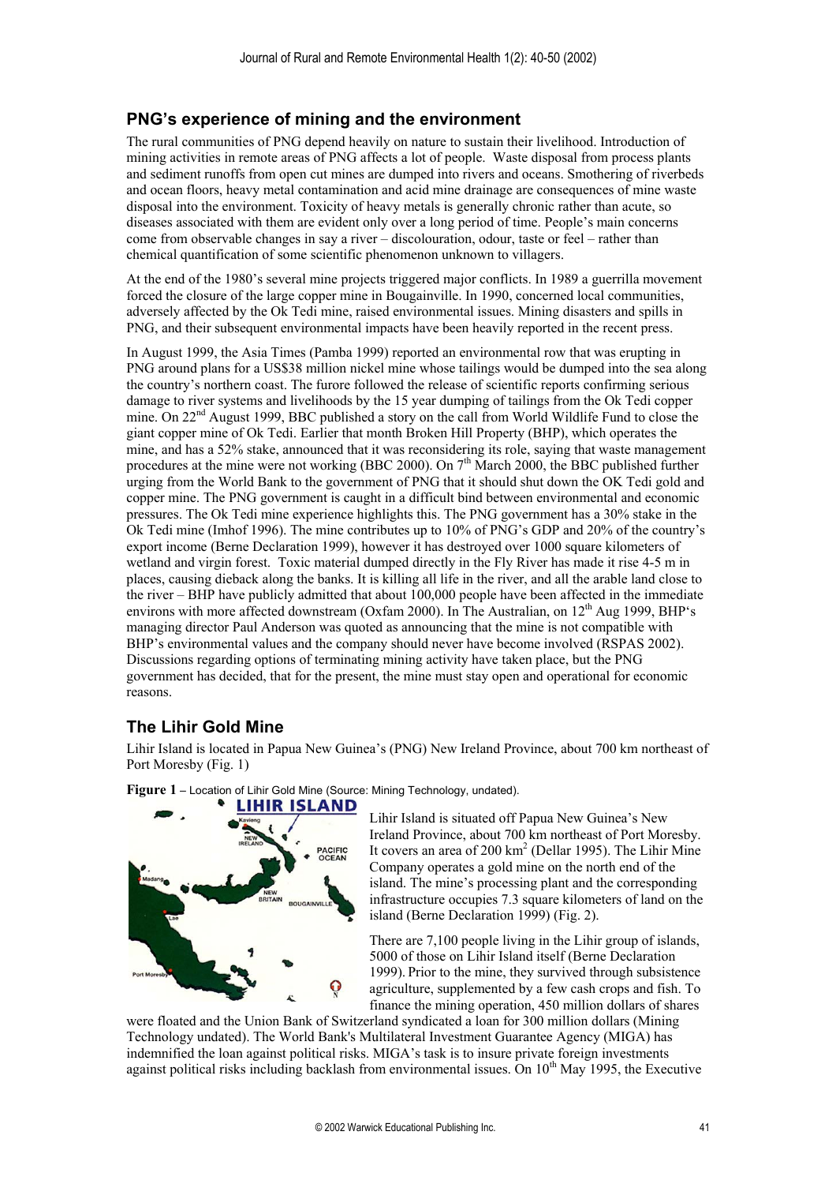## PNG's experience of mining and the environment

The rural communities of PNG depend heavily on nature to sustain their livelihood. Introduction of mining activities in remote areas of PNG affects a lot of people. Waste disposal from process plants and sediment runoffs from open cut mines are dumped into rivers and oceans. Smothering of riverbeds and ocean floors, heavy metal contamination and acid mine drainage are consequences of mine waste disposal into the environment. Toxicity of heavy metals is generally chronic rather than acute, so diseases associated with them are evident only over a long period of time. People's main concerns come from observable changes in say a river – discolouration, odour, taste or feel – rather than chemical quantification of some scientific phenomenon unknown to villagers.

At the end of the 1980's several mine projects triggered major conflicts. In 1989 a guerrilla movement forced the closure of the large copper mine in Bougainville. In 1990, concerned local communities, adversely affected by the Ok Tedi mine, raised environmental issues. Mining disasters and spills in PNG, and their subsequent environmental impacts have been heavily reported in the recent press.

In August 1999, the Asia Times (Pamba 1999) reported an environmental row that was erupting in PNG around plans for a US$38 million nickel mine whose tailings would be dumped into the sea along the country's northern coast. The furore followed the release of scientific reports confirming serious damage to river systems and livelihoods by the 15 year dumping of tailings from the Ok Tedi copper mine. On 22[nd] August 1999, BBC published a story on the call from World Wildlife Fund to close the giant copper mine of Ok Tedi. Earlier that month Broken Hill Property (BHP), which operates the mine, and has a 52% stake, announced that it was reconsidering its role, saying that waste management procedures at the mine were not working (BBC 2000). On 7[th] March 2000, the BBC published further urging from the World Bank to the government of PNG that it should shut down the OK Tedi gold and copper mine. The PNG government is caught in a difficult bind between environmental and economic pressures. The Ok Tedi mine experience highlights this. The PNG government has a 30% stake in the Ok Tedi mine (Imhof 1996). The mine contributes up to 10% of PNG's GDP and 20% of the country's export income (Berne Declaration 1999), however it has destroyed over 1000 square kilometers of wetland and virgin forest. Toxic material dumped directly in the Fly River has made it rise 4-5 m in places, causing dieback along the banks. It is killing all life in the river, and all the arable land close to the river – BHP have publicly admitted that about 100,000 people have been affected in the immediate environs with more affected downstream (Oxfam 2000). In The Australian, on 12[th] Aug 1999, BHP's managing director Paul Anderson was quoted as announcing that the mine is not compatible with BHP's environmental values and the company should never have become involved (RSPAS 2002). Discussions regarding options of terminating mining activity have taken place, but the PNG government has decided, that for the present, the mine must stay open and operational for economic reasons.

## The Lihir Gold Mine

Lihir Island is located in Papua New Guinea's (PNG) New Ireland Province, about 700 km northeast of Port Moresby (Fig. 1)

**Figure 1** – Location of Lihir Gold Mine (Source: Mining Technology, undated).

Lihir Island is situated off Papua New Guinea's New Ireland Province, about 700 km northeast of Port Moresby. It covers an area of 200 km$^2$ (Dellar 1995). The Lihir Mine Company operates a gold mine on the north end of the island. The mine's processing plant and the corresponding infrastructure occupies 7.3 square kilometers of land on the island (Berne Declaration 1999) (Fig. 2).

There are 7,100 people living in the Lihir group of islands, 5000 of those on Lihir Island itself (Berne Declaration 1999). Prior to the mine, they survived through subsistence agriculture, supplemented by a few cash crops and fish. To finance the mining operation, 450 million dollars of shares were floated and the Union Bank of Switzerland syndicated a loan for 300 million dollars (Mining Technology undated). The World Bank's Multilateral Investment Guarantee Agency (MIGA) has indemnified the loan against political risks. MIGA's task is to insure private foreign investments against political risks including backlash from environmental issues. On 10[th] May 1995, the Executive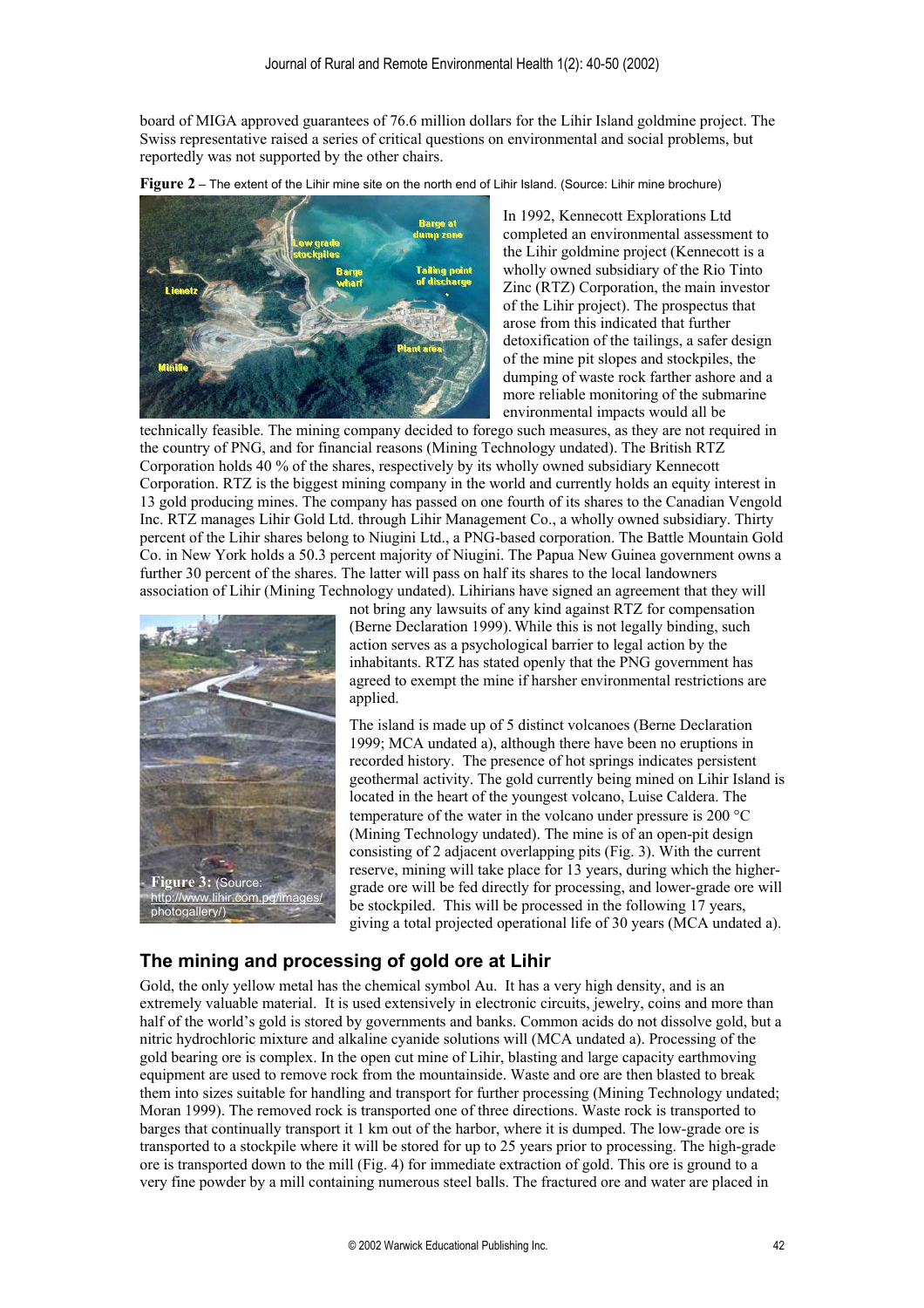board of MIGA approved guarantees of 76.6 million dollars for the Lihir Island goldmine project. The Swiss representative raised a series of critical questions on environmental and social problems, but reportedly was not supported by the other chairs.

**Figure 2** – The extent of the Lihir mine site on the north end of Lihir Island. (Source: Lihir mine brochure)

In 1992, Kennecott Explorations Ltd completed an environmental assessment to the Lihir goldmine project (Kennecott is a wholly owned subsidiary of the Rio Tinto Zinc (RTZ) Corporation, the main investor of the Lihir project). The prospectus that arose from this indicated that further detoxification of the tailings, a safer design of the mine pit slopes and stockpiles, the dumping of waste rock farther ashore and a more reliable monitoring of the submarine environmental impacts would all be technically feasible. The mining company decided to forego such measures, as they are not required in the country of PNG, and for financial reasons (Mining Technology undated). The British RTZ Corporation holds 40 % of the shares, respectively by its wholly owned subsidiary Kennecott Corporation. RTZ is the biggest mining company in the world and currently holds an equity interest in 13 gold producing mines. The company has passed on one fourth of its shares to the Canadian Vengold Inc. RTZ manages Lihir Gold Ltd. through Lihir Management Co., a wholly owned subsidiary. Thirty percent of the Lihir shares belong to Niugini Ltd., a PNG-based corporation. The Battle Mountain Gold Co. in New York holds a 50.3 percent majority of Niugini. The Papua New Guinea government owns a further 30 percent of the shares. The latter will pass on half its shares to the local landowners association of Lihir (Mining Technology undated). Lihirians have signed an agreement that they will not bring any lawsuits of any kind against RTZ for compensation (Berne Declaration 1999). While this is not legally binding, such action serves as a psychological barrier to legal action by the inhabitants. RTZ has stated openly that the PNG government has agreed to exempt the mine if harsher environmental restrictions are applied.

**Figure 3:** (Source: http://www.lihir.com.pg/images/photogallery/)

The island is made up of 5 distinct volcanoes (Berne Declaration 1999; MCA undated a), although there have been no eruptions in recorded history. The presence of hot springs indicates persistent geothermal activity. The gold currently being mined on Lihir Island is located in the heart of the youngest volcano, Luise Caldera. The temperature of the water in the volcano under pressure is 200 °C (Mining Technology undated). The mine is of an open-pit design consisting of 2 adjacent overlapping pits (Fig. 3). With the current reserve, mining will take place for 13 years, during which the higher-grade ore will be fed directly for processing, and lower-grade ore will be stockpiled. This will be processed in the following 17 years, giving a total projected operational life of 30 years (MCA undated a).

## The mining and processing of gold ore at Lihir

Gold, the only yellow metal has the chemical symbol Au. It has a very high density, and is an extremely valuable material. It is used extensively in electronic circuits, jewelry, coins and more than half of the world's gold is stored by governments and banks. Common acids do not dissolve gold, but a nitric hydrochloric mixture and alkaline cyanide solutions will (MCA undated a). Processing of the gold bearing ore is complex. In the open cut mine of Lihir, blasting and large capacity earthmoving equipment are used to remove rock from the mountainside. Waste and ore are then blasted to break them into sizes suitable for handling and transport for further processing (Mining Technology undated; Moran 1999). The removed rock is transported one of three directions. Waste rock is transported to barges that continually transport it 1 km out of the harbor, where it is dumped. The low-grade ore is transported to a stockpile where it will be stored for up to 25 years prior to processing. The high-grade ore is transported down to the mill (Fig. 4) for immediate extraction of gold. This ore is ground to a very fine powder by a mill containing numerous steel balls. The fractured ore and water are placed in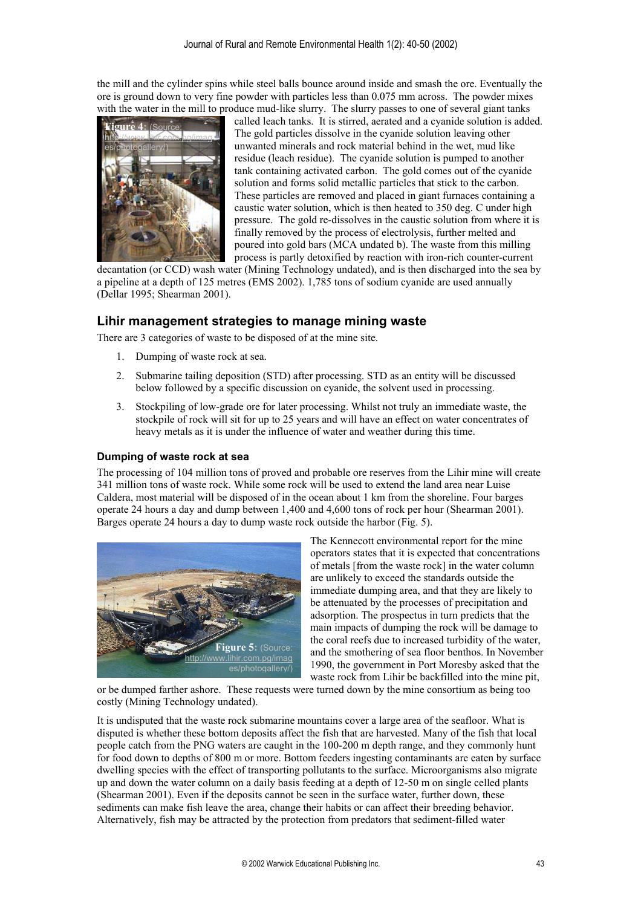the mill and the cylinder spins while steel balls bounce around inside and smash the ore. Eventually the ore is ground down to very fine powder with particles less than 0.075 mm across. The powder mixes with the water in the mill to produce mud-like slurry. The slurry passes to one of several giant tanks called leach tanks. It is stirred, aerated and a cyanide solution is added. The gold particles dissolve in the cyanide solution leaving other unwanted minerals and rock material behind in the wet, mud like residue (leach residue). The cyanide solution is pumped to another tank containing activated carbon. The gold comes out of the cyanide solution and forms solid metallic particles that stick to the carbon. These particles are removed and placed in giant furnaces containing a caustic water solution, which is then heated to 350 deg. C under high pressure. The gold re-dissolves in the caustic solution from where it is finally removed by the process of electrolysis, further melted and poured into gold bars (MCA undated b). The waste from this milling process is partly detoxified by reaction with iron-rich counter-current decantation (or CCD) wash water (Mining Technology undated), and is then discharged into the sea by a pipeline at a depth of 125 metres (EMS 2002). 1,785 tons of sodium cyanide are used annually (Dellar 1995; Shearman 2001).

**Figure 4:** (Source: http://www.lihir.com.pg/images/photogallery/)

## Lihir management strategies to manage mining waste

There are 3 categories of waste to be disposed of at the mine site.

1. Dumping of waste rock at sea.
2. Submarine tailing deposition (STD) after processing. STD as an entity will be discussed below followed by a specific discussion on cyanide, the solvent used in processing.
3. Stockpiling of low-grade ore for later processing. Whilst not truly an immediate waste, the stockpile of rock will sit for up to 25 years and will have an effect on water concentrates of heavy metals as it is under the influence of water and weather during this time.

### Dumping of waste rock at sea

The processing of 104 million tons of proved and probable ore reserves from the Lihir mine will create 341 million tons of waste rock. While some rock will be used to extend the land area near Luise Caldera, most material will be disposed of in the ocean about 1 km from the shoreline. Four barges operate 24 hours a day and dump between 1,400 and 4,600 tons of rock per hour (Shearman 2001). Barges operate 24 hours a day to dump waste rock outside the harbor (Fig. 5).

**Figure 5:** (Source: http://www.lihir.com.pg/images/photogallery/)

The Kennecott environmental report for the mine operators states that it is expected that concentrations of metals [from the waste rock] in the water column are unlikely to exceed the standards outside the immediate dumping area, and that they are likely to be attenuated by the processes of precipitation and adsorption. The prospectus in turn predicts that the main impacts of dumping the rock will be damage to the coral reefs due to increased turbidity of the water, and the smothering of sea floor benthos. In November 1990, the government in Port Moresby asked that the waste rock from Lihir be backfilled into the mine pit, or be dumped farther ashore. These requests were turned down by the mine consortium as being too costly (Mining Technology undated).

It is undisputed that the waste rock submarine mountains cover a large area of the seafloor. What is disputed is whether these bottom deposits affect the fish that are harvested. Many of the fish that local people catch from the PNG waters are caught in the 100-200 m depth range, and they commonly hunt for food down to depths of 800 m or more. Bottom feeders ingesting contaminants are eaten by surface dwelling species with the effect of transporting pollutants to the surface. Microorganisms also migrate up and down the water column on a daily basis feeding at a depth of 12-50 m on single celled plants (Shearman 2001). Even if the deposits cannot be seen in the surface water, further down, these sediments can make fish leave the area, change their habits or can affect their breeding behavior. Alternatively, fish may be attracted by the protection from predators that sediment-filled water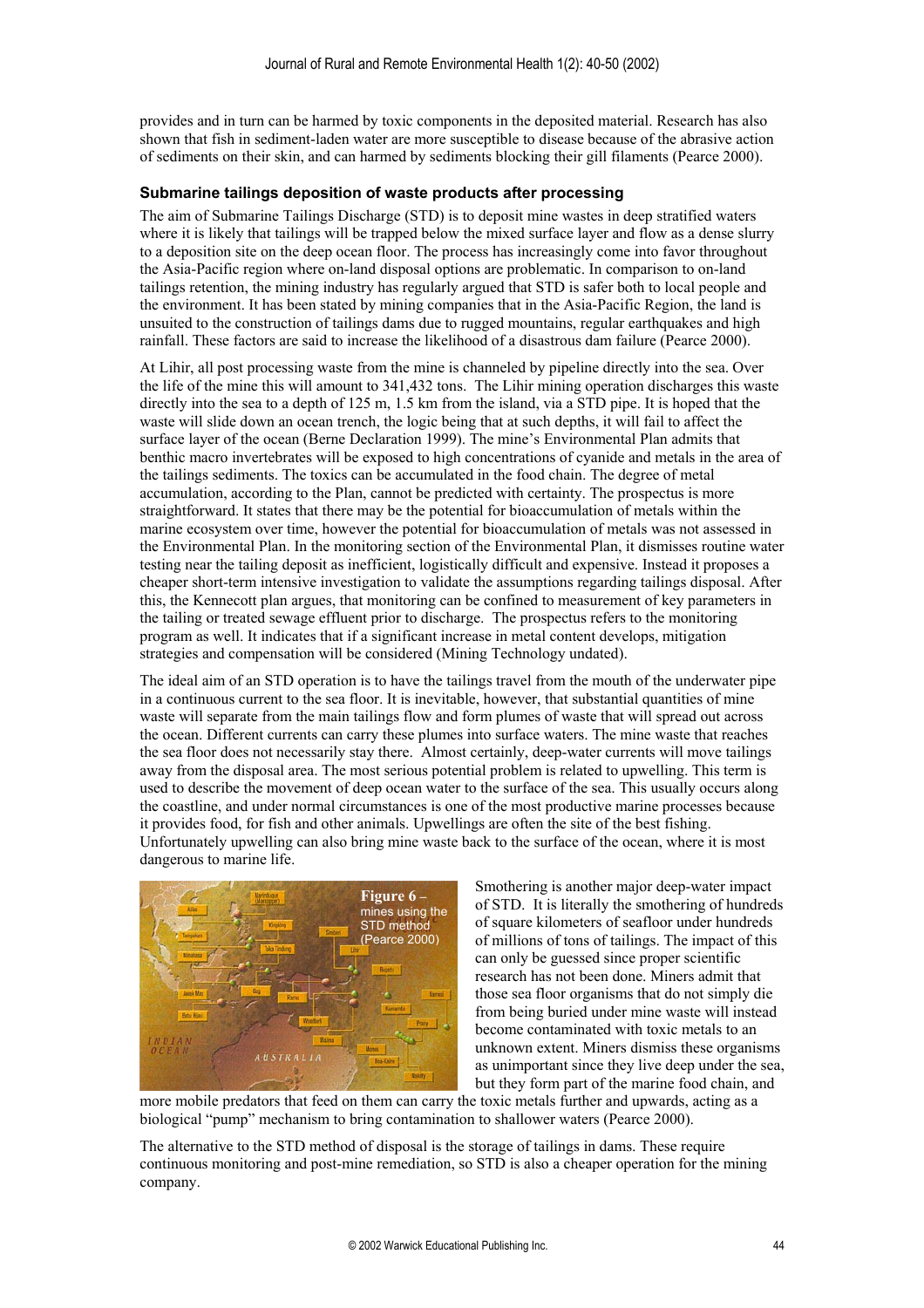provides and in turn can be harmed by toxic components in the deposited material. Research has also shown that fish in sediment-laden water are more susceptible to disease because of the abrasive action of sediments on their skin, and can harmed by sediments blocking their gill filaments (Pearce 2000).

### Submarine tailings deposition of waste products after processing

The aim of Submarine Tailings Discharge (STD) is to deposit mine wastes in deep stratified waters where it is likely that tailings will be trapped below the mixed surface layer and flow as a dense slurry to a deposition site on the deep ocean floor. The process has increasingly come into favor throughout the Asia-Pacific region where on-land disposal options are problematic. In comparison to on-land tailings retention, the mining industry has regularly argued that STD is safer both to local people and the environment. It has been stated by mining companies that in the Asia-Pacific Region, the land is unsuited to the construction of tailings dams due to rugged mountains, regular earthquakes and high rainfall. These factors are said to increase the likelihood of a disastrous dam failure (Pearce 2000).

At Lihir, all post processing waste from the mine is channeled by pipeline directly into the sea. Over the life of the mine this will amount to 341,432 tons. The Lihir mining operation discharges this waste directly into the sea to a depth of 125 m, 1.5 km from the island, via a STD pipe. It is hoped that the waste will slide down an ocean trench, the logic being that at such depths, it will fail to affect the surface layer of the ocean (Berne Declaration 1999). The mine's Environmental Plan admits that benthic macro invertebrates will be exposed to high concentrations of cyanide and metals in the area of the tailings sediments. The toxics can be accumulated in the food chain. The degree of metal accumulation, according to the Plan, cannot be predicted with certainty. The prospectus is more straightforward. It states that there may be the potential for bioaccumulation of metals within the marine ecosystem over time, however the potential for bioaccumulation of metals was not assessed in the Environmental Plan. In the monitoring section of the Environmental Plan, it dismisses routine water testing near the tailing deposit as inefficient, logistically difficult and expensive. Instead it proposes a cheaper short-term intensive investigation to validate the assumptions regarding tailings disposal. After this, the Kennecott plan argues, that monitoring can be confined to measurement of key parameters in the tailing or treated sewage effluent prior to discharge. The prospectus refers to the monitoring program as well. It indicates that if a significant increase in metal content develops, mitigation strategies and compensation will be considered (Mining Technology undated).

The ideal aim of an STD operation is to have the tailings travel from the mouth of the underwater pipe in a continuous current to the sea floor. It is inevitable, however, that substantial quantities of mine waste will separate from the main tailings flow and form plumes of waste that will spread out across the ocean. Different currents can carry these plumes into surface waters. The mine waste that reaches the sea floor does not necessarily stay there. Almost certainly, deep-water currents will move tailings away from the disposal area. The most serious potential problem is related to upwelling. This term is used to describe the movement of deep ocean water to the surface of the sea. This usually occurs along the coastline, and under normal circumstances is one of the most productive marine processes because it provides food, for fish and other animals. Upwellings are often the site of the best fishing. Unfortunately upwelling can also bring mine waste back to the surface of the ocean, where it is most dangerous to marine life.

**Figure 6** – mines using the STD method (Pearce 2000)

Smothering is another major deep-water impact of STD. It is literally the smothering of hundreds of square kilometers of seafloor under hundreds of millions of tons of tailings. The impact of this can only be guessed since proper scientific research has not been done. Miners admit that those sea floor organisms that do not simply die from being buried under mine waste will instead become contaminated with toxic metals to an unknown extent. Miners dismiss these organisms as unimportant since they live deep under the sea, but they form part of the marine food chain, and more mobile predators that feed on them can carry the toxic metals further and upwards, acting as a biological "pump" mechanism to bring contamination to shallower waters (Pearce 2000).

The alternative to the STD method of disposal is the storage of tailings in dams. These require continuous monitoring and post-mine remediation, so STD is also a cheaper operation for the mining company.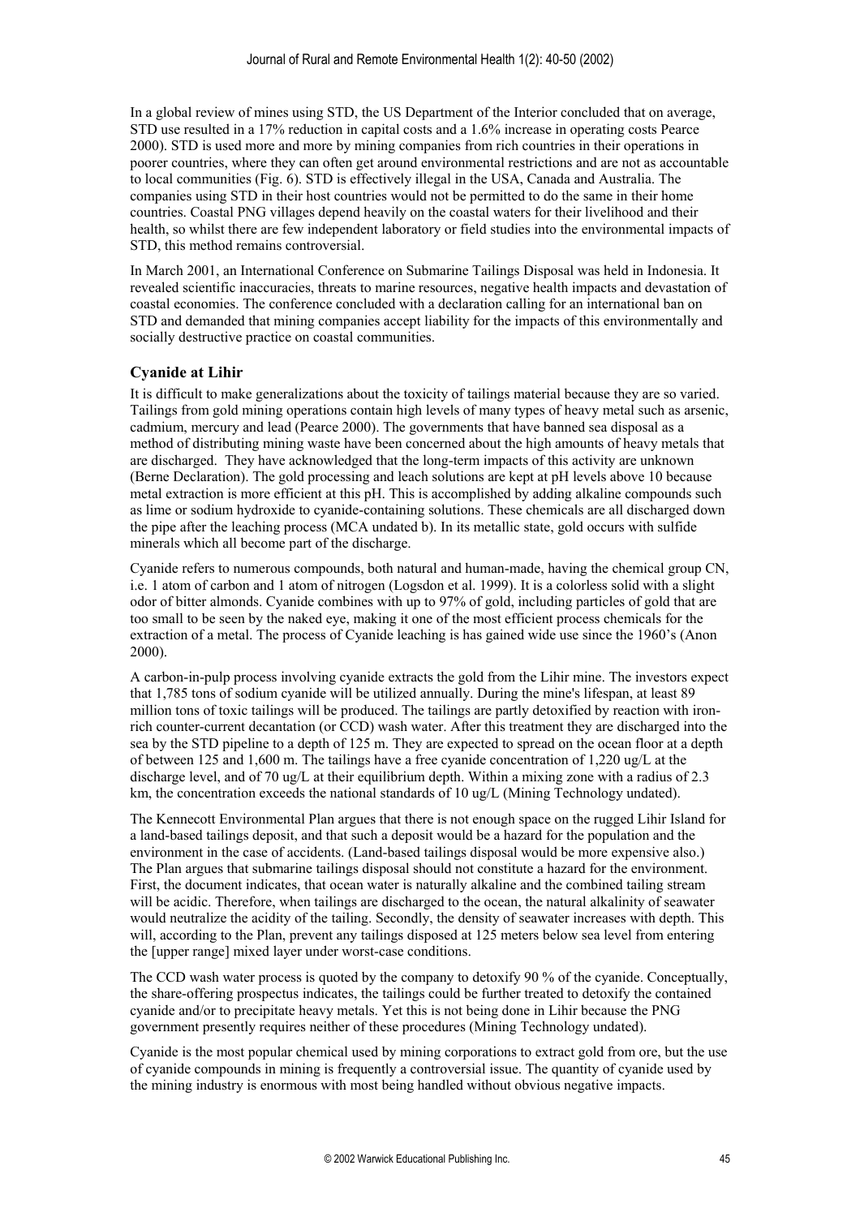In a global review of mines using STD, the US Department of the Interior concluded that on average, STD use resulted in a 17% reduction in capital costs and a 1.6% increase in operating costs Pearce 2000). STD is used more and more by mining companies from rich countries in their operations in poorer countries, where they can often get around environmental restrictions and are not as accountable to local communities (Fig. 6). STD is effectively illegal in the USA, Canada and Australia. The companies using STD in their host countries would not be permitted to do the same in their home countries. Coastal PNG villages depend heavily on the coastal waters for their livelihood and their health, so whilst there are few independent laboratory or field studies into the environmental impacts of STD, this method remains controversial.

In March 2001, an International Conference on Submarine Tailings Disposal was held in Indonesia. It revealed scientific inaccuracies, threats to marine resources, negative health impacts and devastation of coastal economies. The conference concluded with a declaration calling for an international ban on STD and demanded that mining companies accept liability for the impacts of this environmentally and socially destructive practice on coastal communities.

### Cyanide at Lihir

It is difficult to make generalizations about the toxicity of tailings material because they are so varied. Tailings from gold mining operations contain high levels of many types of heavy metal such as arsenic, cadmium, mercury and lead (Pearce 2000). The governments that have banned sea disposal as a method of distributing mining waste have been concerned about the high amounts of heavy metals that are discharged. They have acknowledged that the long-term impacts of this activity are unknown (Berne Declaration). The gold processing and leach solutions are kept at pH levels above 10 because metal extraction is more efficient at this pH. This is accomplished by adding alkaline compounds such as lime or sodium hydroxide to cyanide-containing solutions. These chemicals are all discharged down the pipe after the leaching process (MCA undated b). In its metallic state, gold occurs with sulfide minerals which all become part of the discharge.

Cyanide refers to numerous compounds, both natural and human-made, having the chemical group CN, i.e. 1 atom of carbon and 1 atom of nitrogen (Logsdon et al. 1999). It is a colorless solid with a slight odor of bitter almonds. Cyanide combines with up to 97% of gold, including particles of gold that are too small to be seen by the naked eye, making it one of the most efficient process chemicals for the extraction of a metal. The process of Cyanide leaching is has gained wide use since the 1960's (Anon 2000).

A carbon-in-pulp process involving cyanide extracts the gold from the Lihir mine. The investors expect that 1,785 tons of sodium cyanide will be utilized annually. During the mine's lifespan, at least 89 million tons of toxic tailings will be produced. The tailings are partly detoxified by reaction with iron-rich counter-current decantation (or CCD) wash water. After this treatment they are discharged into the sea by the STD pipeline to a depth of 125 m. They are expected to spread on the ocean floor at a depth of between 125 and 1,600 m. The tailings have a free cyanide concentration of 1,220 ug/L at the discharge level, and of 70 ug/L at their equilibrium depth. Within a mixing zone with a radius of 2.3 km, the concentration exceeds the national standards of 10 ug/L (Mining Technology undated).

The Kennecott Environmental Plan argues that there is not enough space on the rugged Lihir Island for a land-based tailings deposit, and that such a deposit would be a hazard for the population and the environment in the case of accidents. (Land-based tailings disposal would be more expensive also.) The Plan argues that submarine tailings disposal should not constitute a hazard for the environment. First, the document indicates, that ocean water is naturally alkaline and the combined tailing stream will be acidic. Therefore, when tailings are discharged to the ocean, the natural alkalinity of seawater would neutralize the acidity of the tailing. Secondly, the density of seawater increases with depth. This will, according to the Plan, prevent any tailings disposed at 125 meters below sea level from entering the [upper range] mixed layer under worst-case conditions.

The CCD wash water process is quoted by the company to detoxify 90 % of the cyanide. Conceptually, the share-offering prospectus indicates, the tailings could be further treated to detoxify the contained cyanide and/or to precipitate heavy metals. Yet this is not being done in Lihir because the PNG government presently requires neither of these procedures (Mining Technology undated).

Cyanide is the most popular chemical used by mining corporations to extract gold from ore, but the use of cyanide compounds in mining is frequently a controversial issue. The quantity of cyanide used by the mining industry is enormous with most being handled without obvious negative impacts.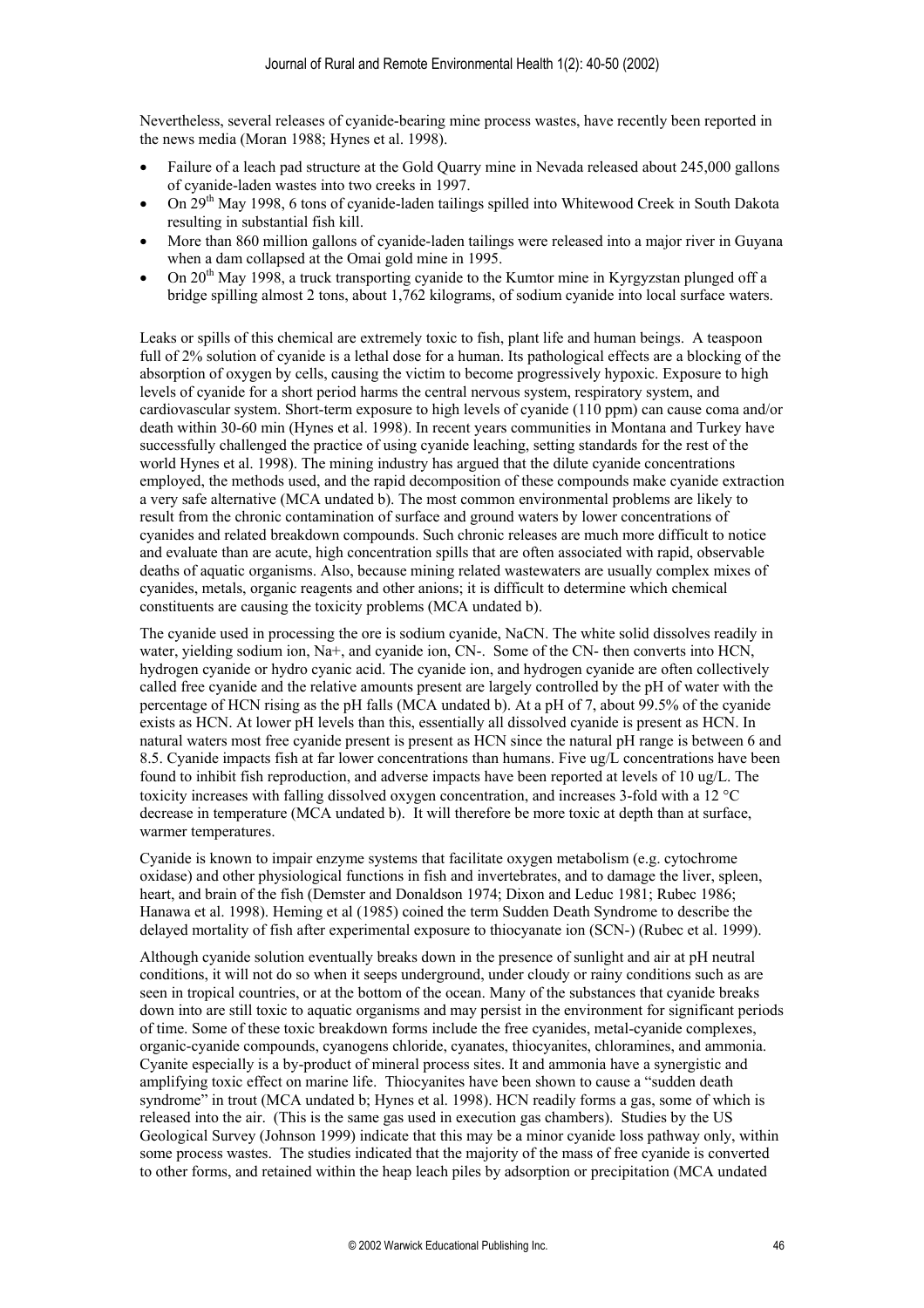Nevertheless, several releases of cyanide-bearing mine process wastes, have recently been reported in the news media (Moran 1988; Hynes et al. 1998).

- Failure of a leach pad structure at the Gold Quarry mine in Nevada released about 245,000 gallons of cyanide-laden wastes into two creeks in 1997.
- On 29th May 1998, 6 tons of cyanide-laden tailings spilled into Whitewood Creek in South Dakota resulting in substantial fish kill.
- More than 860 million gallons of cyanide-laden tailings were released into a major river in Guyana when a dam collapsed at the Omai gold mine in 1995.
- On 20th May 1998, a truck transporting cyanide to the Kumtor mine in Kyrgyzstan plunged off a bridge spilling almost 2 tons, about 1,762 kilograms, of sodium cyanide into local surface waters.

Leaks or spills of this chemical are extremely toxic to fish, plant life and human beings. A teaspoon full of 2% solution of cyanide is a lethal dose for a human. Its pathological effects are a blocking of the absorption of oxygen by cells, causing the victim to become progressively hypoxic. Exposure to high levels of cyanide for a short period harms the central nervous system, respiratory system, and cardiovascular system. Short-term exposure to high levels of cyanide (110 ppm) can cause coma and/or death within 30-60 min (Hynes et al. 1998). In recent years communities in Montana and Turkey have successfully challenged the practice of using cyanide leaching, setting standards for the rest of the world Hynes et al. 1998). The mining industry has argued that the dilute cyanide concentrations employed, the methods used, and the rapid decomposition of these compounds make cyanide extraction a very safe alternative (MCA undated b). The most common environmental problems are likely to result from the chronic contamination of surface and ground waters by lower concentrations of cyanides and related breakdown compounds. Such chronic releases are much more difficult to notice and evaluate than are acute, high concentration spills that are often associated with rapid, observable deaths of aquatic organisms. Also, because mining related wastewaters are usually complex mixes of cyanides, metals, organic reagents and other anions; it is difficult to determine which chemical constituents are causing the toxicity problems (MCA undated b).

The cyanide used in processing the ore is sodium cyanide, NaCN. The white solid dissolves readily in water, yielding sodium ion, $Na^+$, and cyanide ion, $CN^-$. Some of the $CN^-$ then converts into HCN, hydrogen cyanide or hydro cyanic acid. The cyanide ion, and hydrogen cyanide are often collectively called free cyanide and the relative amounts present are largely controlled by the pH of water with the percentage of HCN rising as the pH falls (MCA undated b). At a pH of 7, about 99.5% of the cyanide exists as HCN. At lower pH levels than this, essentially all dissolved cyanide is present as HCN. In natural waters most free cyanide present is present as HCN since the natural pH range is between 6 and 8.5. Cyanide impacts fish at far lower concentrations than humans. Five ug/L concentrations have been found to inhibit fish reproduction, and adverse impacts have been reported at levels of 10 ug/L. The toxicity increases with falling dissolved oxygen concentration, and increases 3-fold with a 12 °C decrease in temperature (MCA undated b). It will therefore be more toxic at depth than at surface, warmer temperatures.

Cyanide is known to impair enzyme systems that facilitate oxygen metabolism (e.g. cytochrome oxidase) and other physiological functions in fish and invertebrates, and to damage the liver, spleen, heart, and brain of the fish (Demster and Donaldson 1974; Dixon and Leduc 1981; Rubec 1986; Hanawa et al. 1998). Heming et al (1985) coined the term Sudden Death Syndrome to describe the delayed mortality of fish after experimental exposure to thiocyanate ion ($SCN^-$) (Rubec et al. 1999).

Although cyanide solution eventually breaks down in the presence of sunlight and air at pH neutral conditions, it will not do so when it seeps underground, under cloudy or rainy conditions such as are seen in tropical countries, or at the bottom of the ocean. Many of the substances that cyanide breaks down into are still toxic to aquatic organisms and may persist in the environment for significant periods of time. Some of these toxic breakdown forms include the free cyanides, metal-cyanide complexes, organic-cyanide compounds, cyanogens chloride, cyanates, thiocyanites, chloramines, and ammonia. Cyanite especially is a by-product of mineral process sites. It and ammonia have a synergistic and amplifying toxic effect on marine life. Thiocyanites have been shown to cause a "sudden death syndrome" in trout (MCA undated b; Hynes et al. 1998). HCN readily forms a gas, some of which is released into the air. (This is the same gas used in execution gas chambers). Studies by the US Geological Survey (Johnson 1999) indicate that this may be a minor cyanide loss pathway only, within some process wastes. The studies indicated that the majority of the mass of free cyanide is converted to other forms, and retained within the heap leach piles by adsorption or precipitation (MCA undated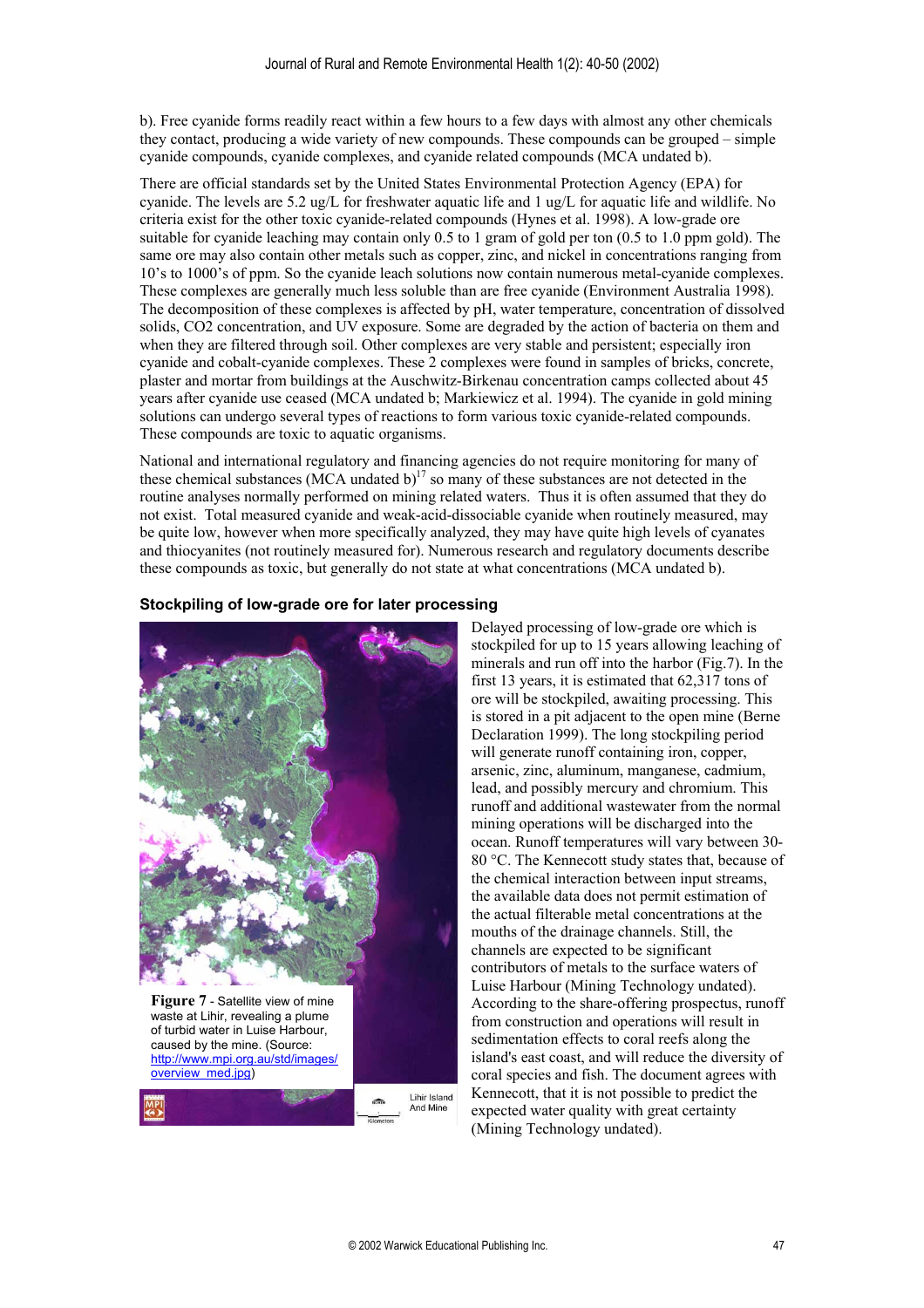b). Free cyanide forms readily react within a few hours to a few days with almost any other chemicals they contact, producing a wide variety of new compounds. These compounds can be grouped – simple cyanide compounds, cyanide complexes, and cyanide related compounds (MCA undated b).

There are official standards set by the United States Environmental Protection Agency (EPA) for cyanide. The levels are 5.2 ug/L for freshwater aquatic life and 1 ug/L for aquatic life and wildlife. No criteria exist for the other toxic cyanide-related compounds (Hynes et al. 1998). A low-grade ore suitable for cyanide leaching may contain only 0.5 to 1 gram of gold per ton (0.5 to 1.0 ppm gold). The same ore may also contain other metals such as copper, zinc, and nickel in concentrations ranging from 10's to 1000's of ppm. So the cyanide leach solutions now contain numerous metal-cyanide complexes. These complexes are generally much less soluble than are free cyanide (Environment Australia 1998). The decomposition of these complexes is affected by pH, water temperature, concentration of dissolved solids, CO2 concentration, and UV exposure. Some are degraded by the action of bacteria on them and when they are filtered through soil. Other complexes are very stable and persistent; especially iron cyanide and cobalt-cyanide complexes. These 2 complexes were found in samples of bricks, concrete, plaster and mortar from buildings at the Auschwitz-Birkenau concentration camps collected about 45 years after cyanide use ceased (MCA undated b; Markiewicz et al. 1994). The cyanide in gold mining solutions can undergo several types of reactions to form various toxic cyanide-related compounds. These compounds are toxic to aquatic organisms.

National and international regulatory and financing agencies do not require monitoring for many of these chemical substances (MCA undated b)[17] so many of these substances are not detected in the routine analyses normally performed on mining related waters. Thus it is often assumed that they do not exist. Total measured cyanide and weak-acid-dissociable cyanide when routinely measured, may be quite low, however when more specifically analyzed, they may have quite high levels of cyanates and thiocyanites (not routinely measured for). Numerous research and regulatory documents describe these compounds as toxic, but generally do not state at what concentrations (MCA undated b).

### Stockpiling of low-grade ore for later processing

**Figure 7** - Satellite view of mine waste at Lihir, revealing a plume of turbid water in Luise Harbour, caused by the mine. (Source: http://www.mpi.org.au/std/images/overview_med.jpg)

Delayed processing of low-grade ore which is stockpiled for up to 15 years allowing leaching of minerals and run off into the harbor (Fig.7). In the first 13 years, it is estimated that 62,317 tons of ore will be stockpiled, awaiting processing. This is stored in a pit adjacent to the open mine (Berne Declaration 1999). The long stockpiling period will generate runoff containing iron, copper, arsenic, zinc, aluminum, manganese, cadmium, lead, and possibly mercury and chromium. This runoff and additional wastewater from the normal mining operations will be discharged into the ocean. Runoff temperatures will vary between 30-80 °C. The Kennecott study states that, because of the chemical interaction between input streams, the available data does not permit estimation of the actual filterable metal concentrations at the mouths of the drainage channels. Still, the channels are expected to be significant contributors of metals to the surface waters of Luise Harbour (Mining Technology undated). According to the share-offering prospectus, runoff from construction and operations will result in sedimentation effects to coral reefs along the island's east coast, and will reduce the diversity of coral species and fish. The document agrees with Kennecott, that it is not possible to predict the expected water quality with great certainty (Mining Technology undated).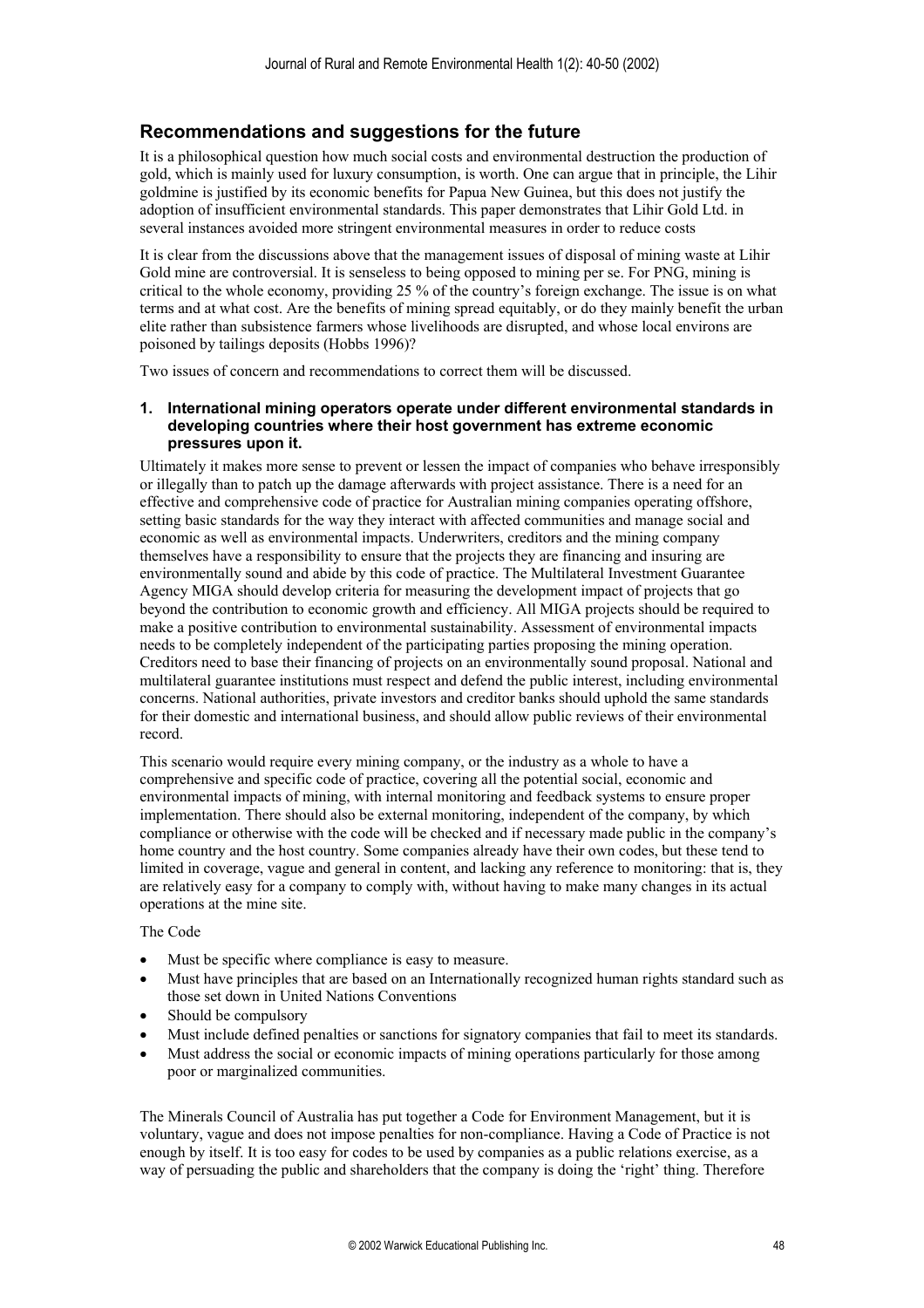## Recommendations and suggestions for the future

It is a philosophical question how much social costs and environmental destruction the production of gold, which is mainly used for luxury consumption, is worth. One can argue that in principle, the Lihir goldmine is justified by its economic benefits for Papua New Guinea, but this does not justify the adoption of insufficient environmental standards. This paper demonstrates that Lihir Gold Ltd. in several instances avoided more stringent environmental measures in order to reduce costs

It is clear from the discussions above that the management issues of disposal of mining waste at Lihir Gold mine are controversial. It is senseless to being opposed to mining per se. For PNG, mining is critical to the whole economy, providing 25 % of the country's foreign exchange. The issue is on what terms and at what cost. Are the benefits of mining spread equitably, or do they mainly benefit the urban elite rather than subsistence farmers whose livelihoods are disrupted, and whose local environs are poisoned by tailings deposits (Hobbs 1996)?

Two issues of concern and recommendations to correct them will be discussed.

### 1. International mining operators operate under different environmental standards in developing countries where their host government has extreme economic pressures upon it.

Ultimately it makes more sense to prevent or lessen the impact of companies who behave irresponsibly or illegally than to patch up the damage afterwards with project assistance. There is a need for an effective and comprehensive code of practice for Australian mining companies operating offshore, setting basic standards for the way they interact with affected communities and manage social and economic as well as environmental impacts. Underwriters, creditors and the mining company themselves have a responsibility to ensure that the projects they are financing and insuring are environmentally sound and abide by this code of practice. The Multilateral Investment Guarantee Agency MIGA should develop criteria for measuring the development impact of projects that go beyond the contribution to economic growth and efficiency. All MIGA projects should be required to make a positive contribution to environmental sustainability. Assessment of environmental impacts needs to be completely independent of the participating parties proposing the mining operation. Creditors need to base their financing of projects on an environmentally sound proposal. National and multilateral guarantee institutions must respect and defend the public interest, including environmental concerns. National authorities, private investors and creditor banks should uphold the same standards for their domestic and international business, and should allow public reviews of their environmental record.

This scenario would require every mining company, or the industry as a whole to have a comprehensive and specific code of practice, covering all the potential social, economic and environmental impacts of mining, with internal monitoring and feedback systems to ensure proper implementation. There should also be external monitoring, independent of the company, by which compliance or otherwise with the code will be checked and if necessary made public in the company's home country and the host country. Some companies already have their own codes, but these tend to limited in coverage, vague and general in content, and lacking any reference to monitoring: that is, they are relatively easy for a company to comply with, without having to make many changes in its actual operations at the mine site.

The Code

- Must be specific where compliance is easy to measure.
- Must have principles that are based on an Internationally recognized human rights standard such as those set down in United Nations Conventions
- Should be compulsory
- Must include defined penalties or sanctions for signatory companies that fail to meet its standards.
- Must address the social or economic impacts of mining operations particularly for those among poor or marginalized communities.

The Minerals Council of Australia has put together a Code for Environment Management, but it is voluntary, vague and does not impose penalties for non-compliance. Having a Code of Practice is not enough by itself. It is too easy for codes to be used by companies as a public relations exercise, as a way of persuading the public and shareholders that the company is doing the 'right' thing. Therefore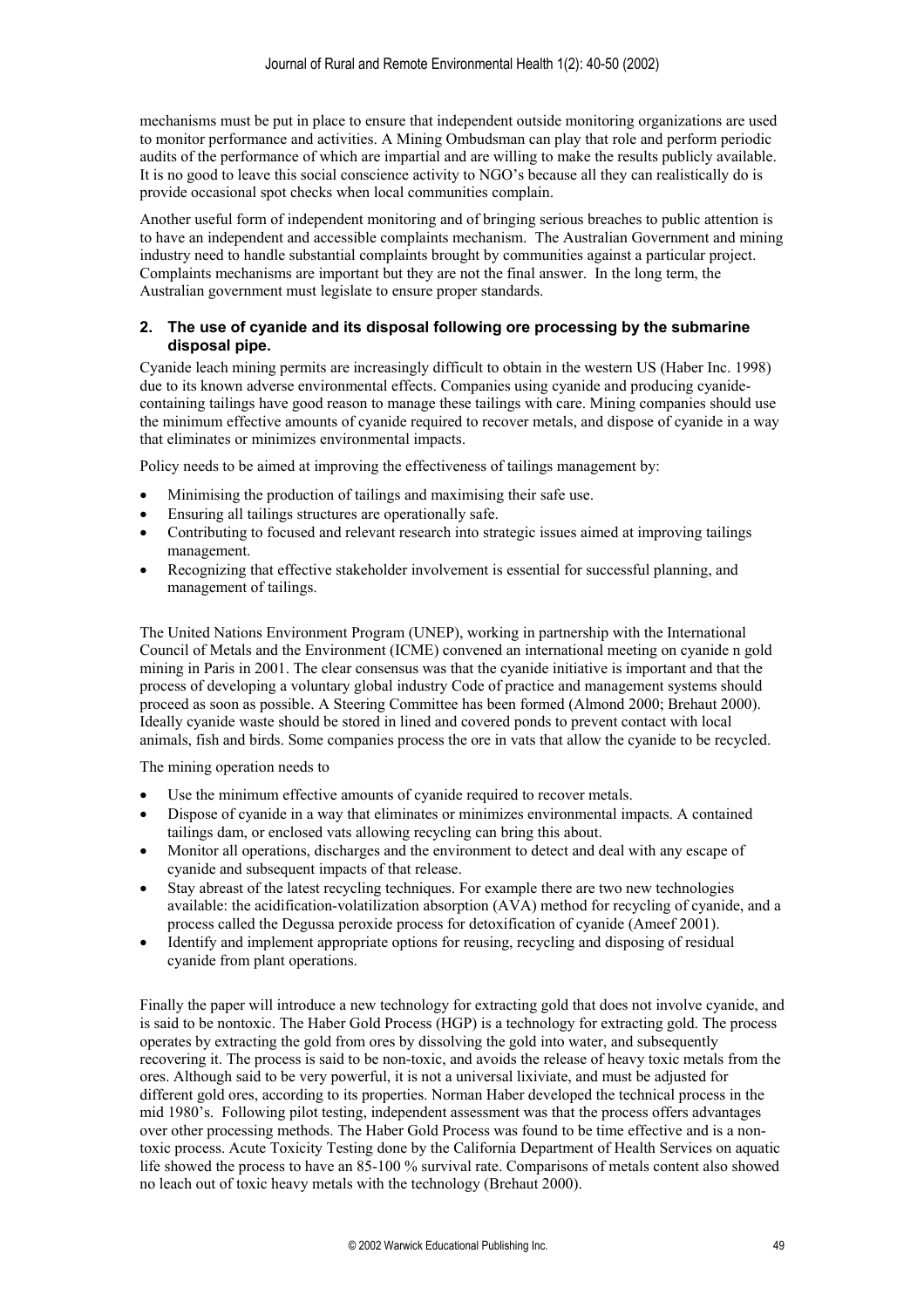mechanisms must be put in place to ensure that independent outside monitoring organizations are used to monitor performance and activities. A Mining Ombudsman can play that role and perform periodic audits of the performance of which are impartial and are willing to make the results publicly available. It is no good to leave this social conscience activity to NGO's because all they can realistically do is provide occasional spot checks when local communities complain.

Another useful form of independent monitoring and of bringing serious breaches to public attention is to have an independent and accessible complaints mechanism. The Australian Government and mining industry need to handle substantial complaints brought by communities against a particular project. Complaints mechanisms are important but they are not the final answer. In the long term, the Australian government must legislate to ensure proper standards.

### 2. The use of cyanide and its disposal following ore processing by the submarine disposal pipe.

Cyanide leach mining permits are increasingly difficult to obtain in the western US (Haber Inc. 1998) due to its known adverse environmental effects. Companies using cyanide and producing cyanide-containing tailings have good reason to manage these tailings with care. Mining companies should use the minimum effective amounts of cyanide required to recover metals, and dispose of cyanide in a way that eliminates or minimizes environmental impacts.

Policy needs to be aimed at improving the effectiveness of tailings management by:

- Minimising the production of tailings and maximising their safe use.
- Ensuring all tailings structures are operationally safe.
- Contributing to focused and relevant research into strategic issues aimed at improving tailings management.
- Recognizing that effective stakeholder involvement is essential for successful planning, and management of tailings.

The United Nations Environment Program (UNEP), working in partnership with the International Council of Metals and the Environment (ICME) convened an international meeting on cyanide n gold mining in Paris in 2001. The clear consensus was that the cyanide initiative is important and that the process of developing a voluntary global industry Code of practice and management systems should proceed as soon as possible. A Steering Committee has been formed (Almond 2000; Brehaut 2000). Ideally cyanide waste should be stored in lined and covered ponds to prevent contact with local animals, fish and birds. Some companies process the ore in vats that allow the cyanide to be recycled.

The mining operation needs to

- Use the minimum effective amounts of cyanide required to recover metals.
- Dispose of cyanide in a way that eliminates or minimizes environmental impacts. A contained tailings dam, or enclosed vats allowing recycling can bring this about.
- Monitor all operations, discharges and the environment to detect and deal with any escape of cyanide and subsequent impacts of that release.
- Stay abreast of the latest recycling techniques. For example there are two new technologies available: the acidification-volatilization absorption (AVA) method for recycling of cyanide, and a process called the Degussa peroxide process for detoxification of cyanide (Ameef 2001).
- Identify and implement appropriate options for reusing, recycling and disposing of residual cyanide from plant operations.

Finally the paper will introduce a new technology for extracting gold that does not involve cyanide, and is said to be nontoxic. The Haber Gold Process (HGP) is a technology for extracting gold. The process operates by extracting the gold from ores by dissolving the gold into water, and subsequently recovering it. The process is said to be non-toxic, and avoids the release of heavy toxic metals from the ores. Although said to be very powerful, it is not a universal lixiviate, and must be adjusted for different gold ores, according to its properties. Norman Haber developed the technical process in the mid 1980's. Following pilot testing, independent assessment was that the process offers advantages over other processing methods. The Haber Gold Process was found to be time effective and is a non-toxic process. Acute Toxicity Testing done by the California Department of Health Services on aquatic life showed the process to have an 85-100 % survival rate. Comparisons of metals content also showed no leach out of toxic heavy metals with the technology (Brehaut 2000).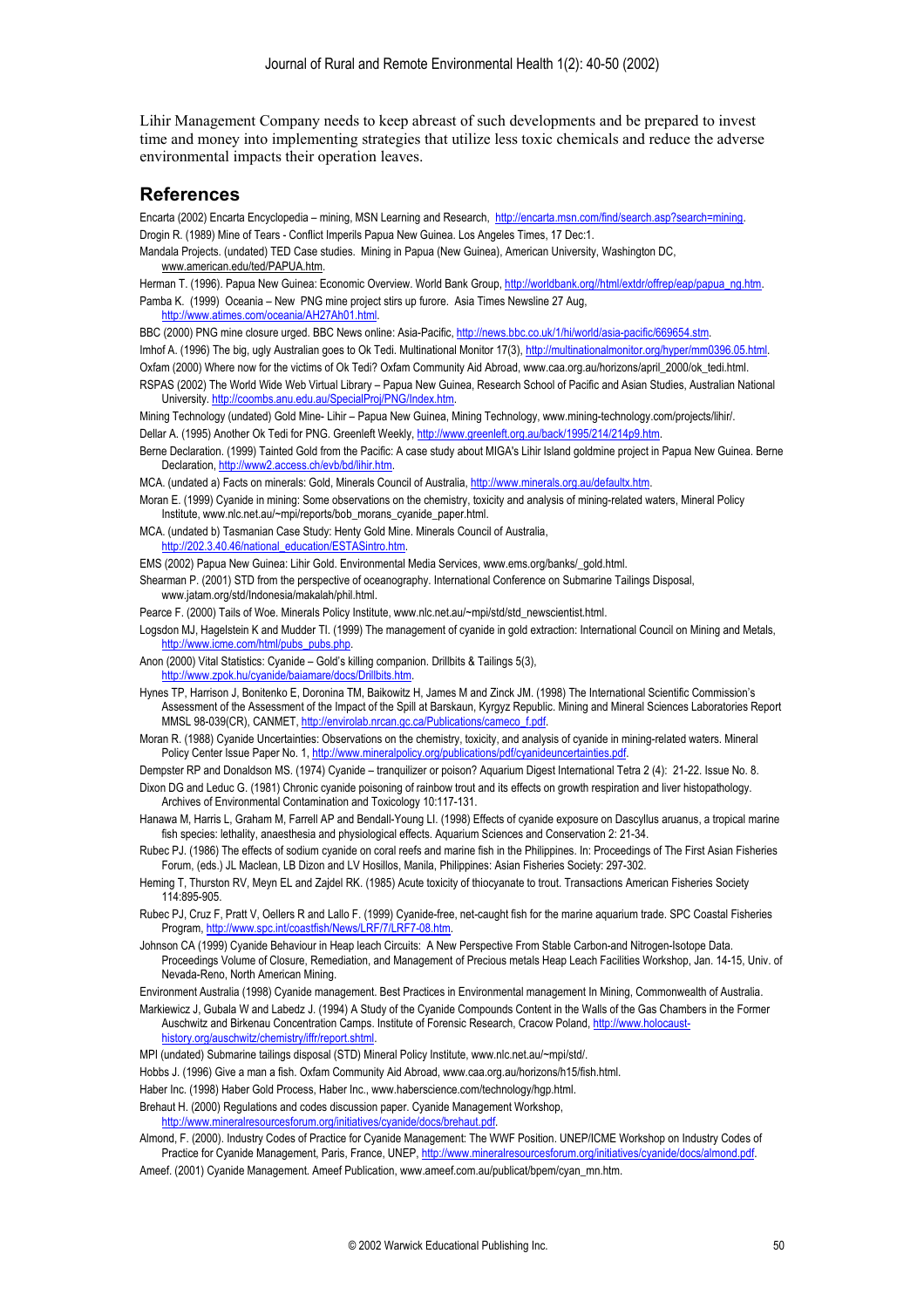Lihir Management Company needs to keep abreast of such developments and be prepared to invest time and money into implementing strategies that utilize less toxic chemicals and reduce the adverse environmental impacts their operation leaves.

## References

Encarta (2002) Encarta Encyclopedia – mining, MSN Learning and Research, http://encarta.msn.com/find/search.asp?search=mining.

Drogin R. (1989) Mine of Tears - Conflict Imperils Papua New Guinea. Los Angeles Times, 17 Dec:1.

Mandala Projects. (undated) TED Case studies. Mining in Papua (New Guinea), American University, Washington DC, www.american.edu/ted/PAPUA.htm.

Herman T. (1996). Papua New Guinea: Economic Overview. World Bank Group, http://worldbank.org//html/extdr/offrep/eap/papua_ng.htm.

Pamba K. (1999) Oceania – New PNG mine project stirs up furore. Asia Times Newsline 27 Aug, http://www.atimes.com/oceania/AH27Ah01.html.

BBC (2000) PNG mine closure urged. BBC News online: Asia-Pacific, http://news.bbc.co.uk/1/hi/world/asia-pacific/669654.stm.

Imhof A. (1996) The big, ugly Australian goes to Ok Tedi. Multinational Monitor 17(3), http://multinationalmonitor.org/hyper/mm0396.05.html.

Oxfam (2000) Where now for the victims of Ok Tedi? Oxfam Community Aid Abroad, www.caa.org.au/horizons/april_2000/ok_tedi.html.

RSPAS (2002) The World Wide Web Virtual Library – Papua New Guinea, Research School of Pacific and Asian Studies, Australian National University. http://coombs.anu.edu.au/SpecialProj/PNG/Index.htm.

Mining Technology (undated) Gold Mine- Lihir – Papua New Guinea, Mining Technology, www.mining-technology.com/projects/lihir/.

Dellar A. (1995) Another Ok Tedi for PNG. Greenleft Weekly, http://www.greenleft.org.au/back/1995/214/214p9.htm.

Berne Declaration. (1999) Tainted Gold from the Pacific: A case study about MIGA's Lihir Island goldmine project in Papua New Guinea. Berne Declaration, http://www2.access.ch/evb/bd/lihir.htm.

MCA. (undated a) Facts on minerals: Gold, Minerals Council of Australia, http://www.minerals.org.au/defaultx.htm.

Moran E. (1999) Cyanide in mining: Some observations on the chemistry, toxicity and analysis of mining-related waters, Mineral Policy Institute, www.nlc.net.au/~mpi/reports/bob_morans_cyanide_paper.html.

MCA. (undated b) Tasmanian Case Study: Henty Gold Mine. Minerals Council of Australia, http://202.3.40.46/national_education/ESTASintro.htm.

EMS (2002) Papua New Guinea: Lihir Gold. Environmental Media Services, www.ems.org/banks/_gold.html.

Shearman P. (2001) STD from the perspective of oceanography. International Conference on Submarine Tailings Disposal, www.jatam.org/std/Indonesia/makalah/phil.html.

Pearce F. (2000) Tails of Woe. Minerals Policy Institute, www.nlc.net.au/~mpi/std/std_newscientist.html.

Logsdon MJ, Hagelstein K and Mudder TI. (1999) The management of cyanide in gold extraction: International Council on Mining and Metals, http://www.icme.com/html/pubs_pubs.php.

Anon (2000) Vital Statistics: Cyanide – Gold's killing companion. Drillbits & Tailings 5(3), http://www.zpok.hu/cyanide/baiamare/docs/Drillbits.htm.

Hynes TP, Harrison J, Bonitenko E, Doronina TM, Baikowitz H, James M and Zinck JM. (1998) The International Scientific Commission's Assessment of the Assessment of the Impact of the Spill at Barskaun, Kyrgyz Republic. Mining and Mineral Sciences Laboratories Report MMSL 98-039(CR), CANMET, http://envirolab.nrcan.gc.ca/Publications/cameco_f.pdf.

Moran R. (1988) Cyanide Uncertainties: Observations on the chemistry, toxicity, and analysis of cyanide in mining-related waters. Mineral Policy Center Issue Paper No. 1, http://www.mineralpolicy.org/publications/pdf/cyanideuncertainties.pdf.

Dempster RP and Donaldson MS. (1974) Cyanide – tranquilizer or poison? Aquarium Digest International Tetra 2 (4): 21-22. Issue No. 8.

Dixon DG and Leduc G. (1981) Chronic cyanide poisoning of rainbow trout and its effects on growth respiration and liver histopathology. Archives of Environmental Contamination and Toxicology 10:117-131.

Hanawa M, Harris L, Graham M, Farrell AP and Bendall-Young LI. (1998) Effects of cyanide exposure on Dascyllus aruanus, a tropical marine fish species: lethality, anaesthesia and physiological effects. Aquarium Sciences and Conservation 2: 21-34.

Rubec PJ. (1986) The effects of sodium cyanide on coral reefs and marine fish in the Philippines. In: Proceedings of The First Asian Fisheries Forum, (eds.) JL Maclean, LB Dizon and LV Hosillos, Manila, Philippines: Asian Fisheries Society: 297-302.

Heming T, Thurston RV, Meyn EL and Zajdel RK. (1985) Acute toxicity of thiocyanate to trout. Transactions American Fisheries Society 114:895-905.

Rubec PJ, Cruz F, Pratt V, Oellers R and Lallo F. (1999) Cyanide-free, net-caught fish for the marine aquarium trade. SPC Coastal Fisheries Program, http://www.spc.int/coastfish/News/LRF/7/LRF7-08.htm.

Johnson CA (1999) Cyanide Behaviour in Heap leach Circuits: A New Perspective From Stable Carbon-and Nitrogen-Isotope Data. Proceedings Volume of Closure, Remediation, and Management of Precious metals Heap Leach Facilities Workshop, Jan. 14-15, Univ. of Nevada-Reno, North American Mining.

Environment Australia (1998) Cyanide management. Best Practices in Environmental management In Mining, Commonwealth of Australia.

Markiewicz J, Gubala W and Labedz J. (1994) A Study of the Cyanide Compounds Content in the Walls of the Gas Chambers in the Former Auschwitz and Birkenau Concentration Camps. Institute of Forensic Research, Cracow Poland, http://www.holocaust-history.org/auschwitz/chemistry/iffr/report.shtml.

MPI (undated) Submarine tailings disposal (STD) Mineral Policy Institute, www.nlc.net.au/~mpi/std/.

Hobbs J. (1996) Give a man a fish. Oxfam Community Aid Abroad, www.caa.org.au/horizons/h15/fish.html.

Haber Inc. (1998) Haber Gold Process, Haber Inc., www.haberscience.com/technology/hgp.html.

Brehaut H. (2000) Regulations and codes discussion paper. Cyanide Management Workshop, http://www.mineralresourcesforum.org/initiatives/cyanide/docs/brehaut.pdf.

Almond, F. (2000). Industry Codes of Practice for Cyanide Management: The WWF Position. UNEP/ICME Workshop on Industry Codes of Practice for Cyanide Management, Paris, France, UNEP, http://www.mineralresourcesforum.org/initiatives/cyanide/docs/almond.pdf.

Ameef. (2001) Cyanide Management. Ameef Publication, www.ameef.com.au/publicat/bpem/cyan_mn.htm.